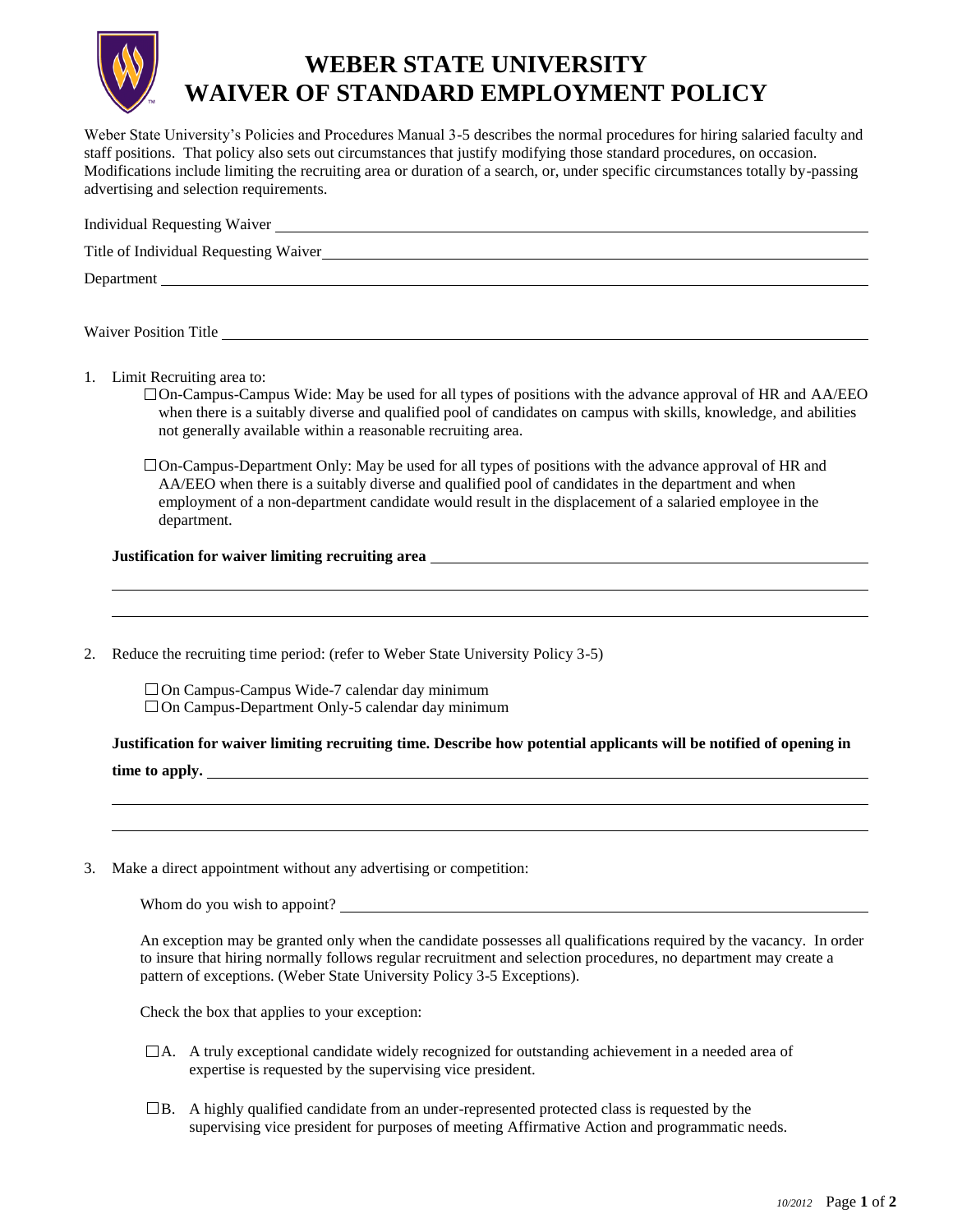# WEBER STATE UNIVERSITY
# WAIVER OF STANDARD EMPLOYMENT POLICY

Weber State University's Policies and Procedures Manual 3-5 describes the normal procedures for hiring salaried faculty and staff positions. That policy also sets out circumstances that justify modifying those standard procedures, on occasion. Modifications include limiting the recruiting area or duration of a search, or, under specific circumstances totally by-passing advertising and selection requirements.

Individual Requesting Waiver \_\_\_\_\_\_\_\_\_\_\_\_\_\_\_\_\_\_\_\_

Title of Individual Requesting Waiver \_\_\_\_\_\_\_\_\_\_\_\_\_\_\_\_\_\_\_\_

Department \_\_\_\_\_\_\_\_\_\_\_\_\_\_\_\_\_\_\_\_

Waiver Position Title \_\_\_\_\_\_\_\_\_\_\_\_\_\_\_\_\_\_\_\_

1. Limit Recruiting area to:
   - ☐ On-Campus-Campus Wide: May be used for all types of positions with the advance approval of HR and AA/EEO when there is a suitably diverse and qualified pool of candidates on campus with skills, knowledge, and abilities not generally available within a reasonable recruiting area.
   - ☐ On-Campus-Department Only: May be used for all types of positions with the advance approval of HR and AA/EEO when there is a suitably diverse and qualified pool of candidates in the department and when employment of a non-department candidate would result in the displacement of a salaried employee in the department.

   **Justification for waiver limiting recruiting area** \_\_\_\_\_\_\_\_\_\_\_\_\_\_\_\_\_\_\_\_

2. Reduce the recruiting time period: (refer to Weber State University Policy 3-5)
   - ☐ On Campus-Campus Wide-7 calendar day minimum
   - ☐ On Campus-Department Only-5 calendar day minimum

   **Justification for waiver limiting recruiting time. Describe how potential applicants will be notified of opening in time to apply.** \_\_\_\_\_\_\_\_\_\_\_\_\_\_\_\_\_\_\_\_

3. Make a direct appointment without any advertising or competition:

   Whom do you wish to appoint? \_\_\_\_\_\_\_\_\_\_\_\_\_\_\_\_\_\_\_\_

   An exception may be granted only when the candidate possesses all qualifications required by the vacancy. In order to insure that hiring normally follows regular recruitment and selection procedures, no department may create a pattern of exceptions. (Weber State University Policy 3-5 Exceptions).

   Check the box that applies to your exception:

   - ☐ A. A truly exceptional candidate widely recognized for outstanding achievement in a needed area of expertise is requested by the supervising vice president.
   - ☐ B. A highly qualified candidate from an under-represented protected class is requested by the supervising vice president for purposes of meeting Affirmative Action and programmatic needs.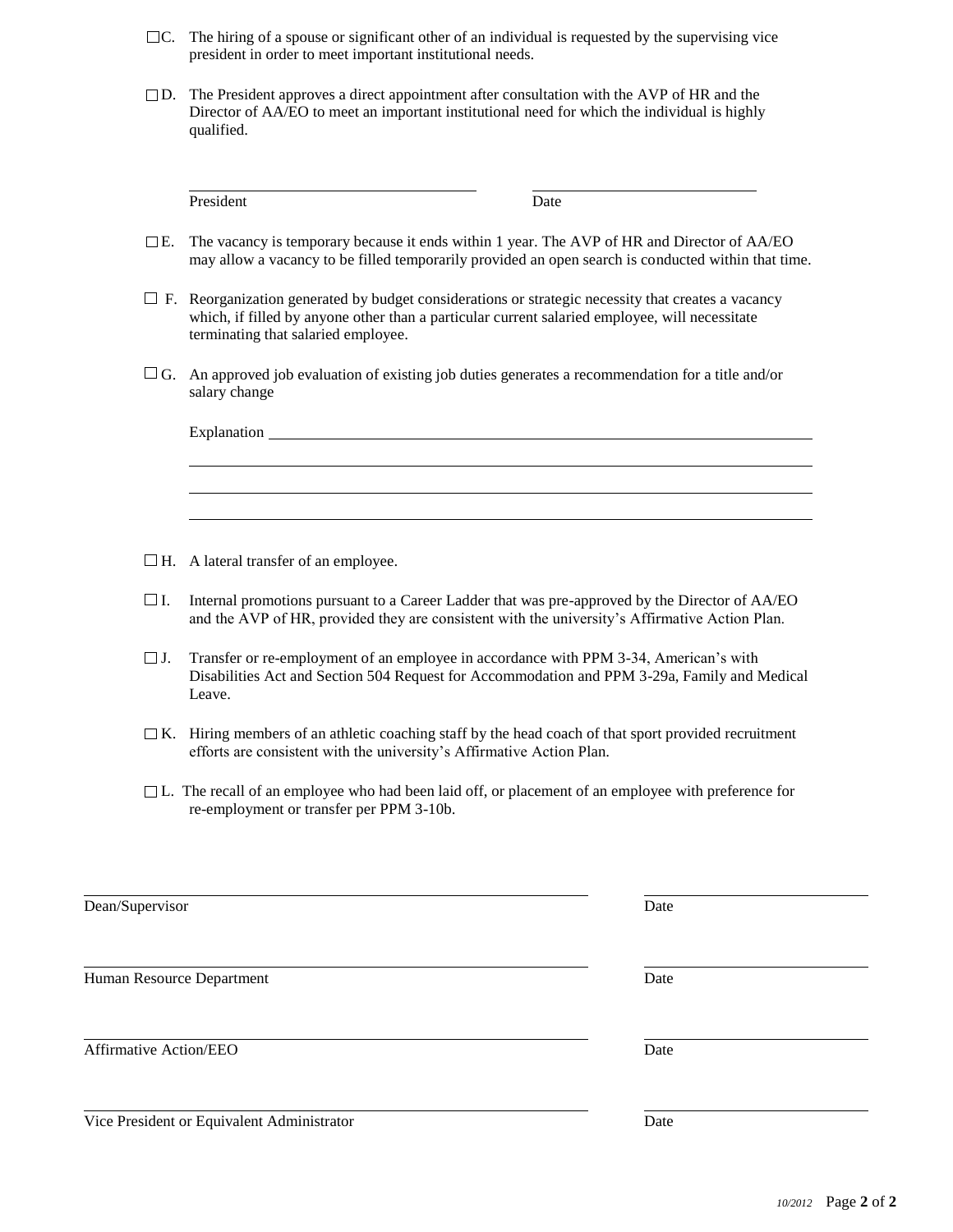☐ C. The hiring of a spouse or significant other of an individual is requested by the supervising vice president in order to meet important institutional needs.

☐ D. The President approves a direct appointment after consultation with the AVP of HR and the Director of AA/EO to meet an important institutional need for which the individual is highly qualified.

| | |
|---|---|
| President | Date |

☐ E. The vacancy is temporary because it ends within 1 year. The AVP of HR and Director of AA/EO may allow a vacancy to be filled temporarily provided an open search is conducted within that time.

☐ F. Reorganization generated by budget considerations or strategic necessity that creates a vacancy which, if filled by anyone other than a particular current salaried employee, will necessitate terminating that salaried employee.

☐ G. An approved job evaluation of existing job duties generates a recommendation for a title and/or salary change

Explanation ______________________________________________________________

______________________________________________________________

______________________________________________________________

______________________________________________________________

☐ H. A lateral transfer of an employee.

☐ I. Internal promotions pursuant to a Career Ladder that was pre-approved by the Director of AA/EO and the AVP of HR, provided they are consistent with the university's Affirmative Action Plan.

☐ J. Transfer or re-employment of an employee in accordance with PPM 3-34, American's with Disabilities Act and Section 504 Request for Accommodation and PPM 3-29a, Family and Medical Leave.

☐ K. Hiring members of an athletic coaching staff by the head coach of that sport provided recruitment efforts are consistent with the university's Affirmative Action Plan.

☐ L. The recall of an employee who had been laid off, or placement of an employee with preference for re-employment or transfer per PPM 3-10b.

| | |
|---|---|
| Dean/Supervisor | Date |
| Human Resource Department | Date |
| Affirmative Action/EEO | Date |
| Vice President or Equivalent Administrator | Date |

*10/2012*